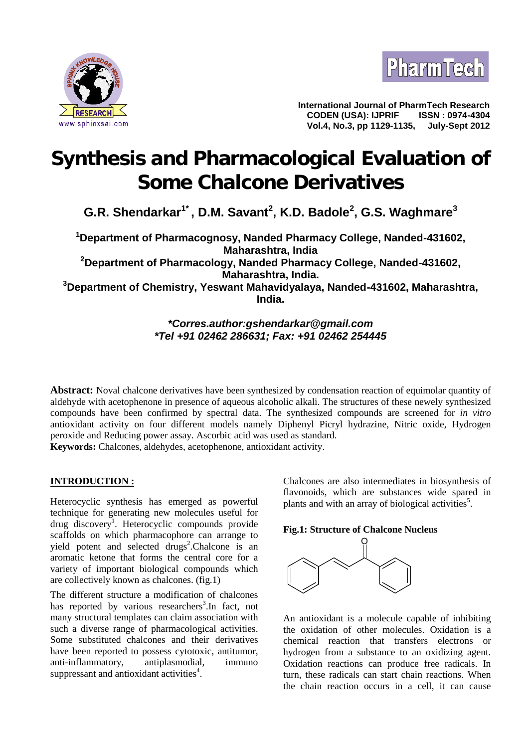# Synthesis and Pharmacological Evaluation of Some Chalcone Derivatives

**G.R. Shendarkar[1*], D.M. Savant[2], K.D. Badole[2], G.S. Waghmare[3]**

**[1]Department of Pharmacognosy, Nanded Pharmacy College, Nanded-431602, Maharashtra, India**
**[2]Department of Pharmacology, Nanded Pharmacy College, Nanded-431602, Maharashtra, India.**
**[3]Department of Chemistry, Yeswant Mahavidyalaya, Nanded-431602, Maharashtra, India.**

***Corres.author:gshendarkar@gmail.com**
***Tel +91 02462 286631; Fax: +91 02462 254445**

**Abstract:** Noval chalcone derivatives have been synthesized by condensation reaction of equimolar quantity of aldehyde with acetophenone in presence of aqueous alcoholic alkali. The structures of these newly synthesized compounds have been confirmed by spectral data. The synthesized compounds are screened for *in vitro* antioxidant activity on four different models namely Diphenyl Picryl hydrazine, Nitric oxide, Hydrogen peroxide and Reducing power assay. Ascorbic acid was used as standard.

**Keywords:** Chalcones, aldehydes, acetophenone, antioxidant activity.

## INTRODUCTION :

Heterocyclic synthesis has emerged as powerful technique for generating new molecules useful for drug discovery[1]. Heterocyclic compounds provide scaffolds on which pharmacophore can arrange to yield potent and selected drugs[2].Chalcone is an aromatic ketone that forms the central core for a variety of important biological compounds which are collectively known as chalcones. (fig.1)

The different structure a modification of chalcones has reported by various researchers[3].In fact, not many structural templates can claim association with such a diverse range of pharmacological activities. Some substituted chalcones and their derivatives have been reported to possess cytotoxic, antitumor, anti-inflammatory, antiplasmodial, immuno suppressant and antioxidant activities[4].

Chalcones are also intermediates in biosynthesis of flavonoids, which are substances wide spared in plants and with an array of biological activities[5].

**Fig.1: Structure of Chalcone Nucleus**

An antioxidant is a molecule capable of inhibiting the oxidation of other molecules. Oxidation is a chemical reaction that transfers electrons or hydrogen from a substance to an oxidizing agent. Oxidation reactions can produce free radicals. In turn, these radicals can start chain reactions. When the chain reaction occurs in a cell, it can cause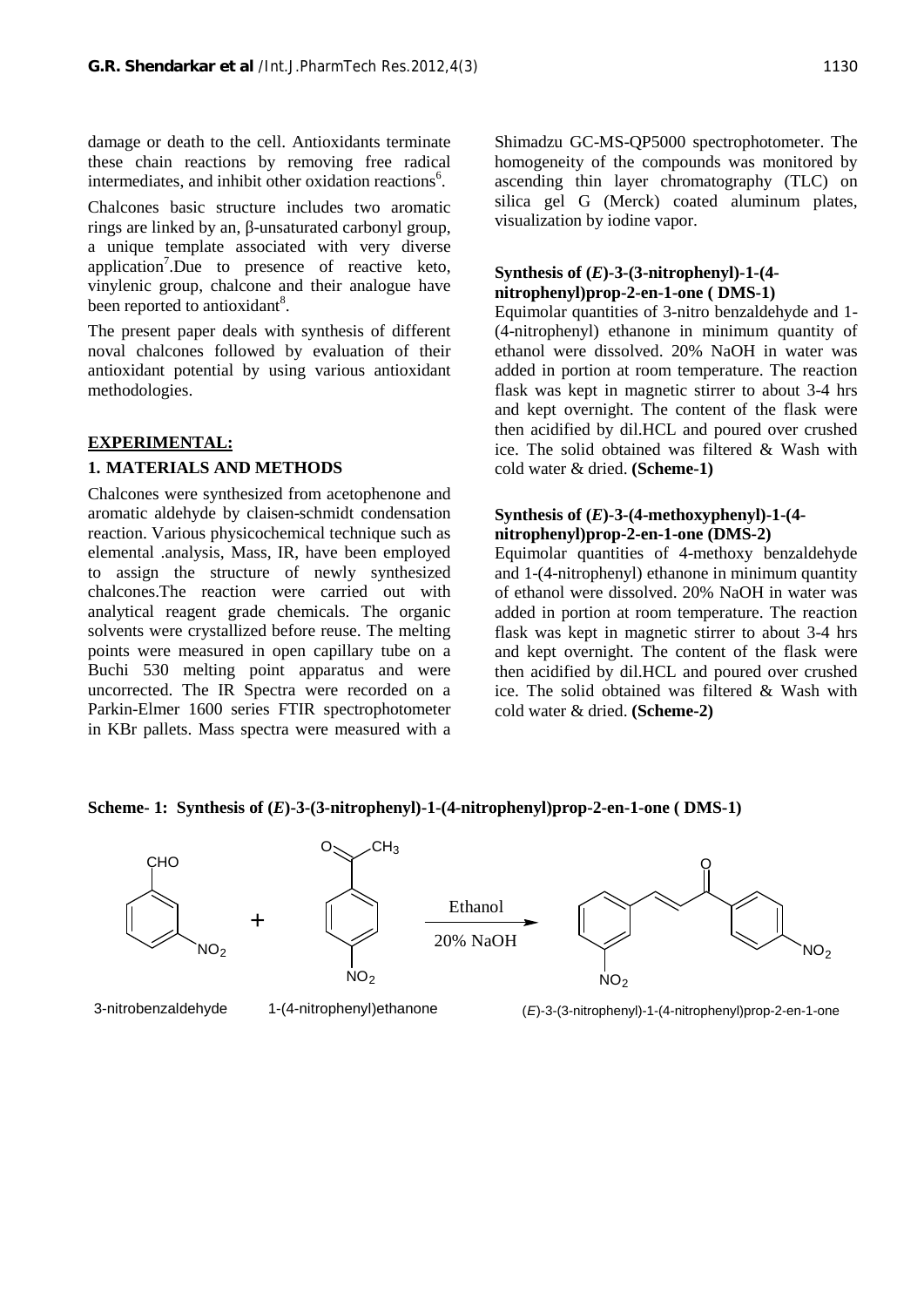damage or death to the cell. Antioxidants terminate these chain reactions by removing free radical intermediates, and inhibit other oxidation reactions[6].

Chalcones basic structure includes two aromatic rings are linked by an, β-unsaturated carbonyl group, a unique template associated with very diverse application[7].Due to presence of reactive keto, vinylenic group, chalcone and their analogue have been reported to antioxidant[8].

The present paper deals with synthesis of different noval chalcones followed by evaluation of their antioxidant potential by using various antioxidant methodologies.

## EXPERIMENTAL:

### 1. MATERIALS AND METHODS

Chalcones were synthesized from acetophenone and aromatic aldehyde by claisen-schmidt condensation reaction. Various physicochemical technique such as elemental .analysis, Mass, IR, have been employed to assign the structure of newly synthesized chalcones.The reaction were carried out with analytical reagent grade chemicals. The organic solvents were crystallized before reuse. The melting points were measured in open capillary tube on a Buchi 530 melting point apparatus and were uncorrected. The IR Spectra were recorded on a Parkin-Elmer 1600 series FTIR spectrophotometer in KBr pallets. Mass spectra were measured with a Shimadzu GC-MS-QP5000 spectrophotometer. The homogeneity of the compounds was monitored by ascending thin layer chromatography (TLC) on silica gel G (Merck) coated aluminum plates, visualization by iodine vapor.

#### Synthesis of (*E*)-3-(3-nitrophenyl)-1-(4-nitrophenyl)prop-2-en-1-one ( DMS-1)

Equimolar quantities of 3-nitro benzaldehyde and 1-(4-nitrophenyl) ethanone in minimum quantity of ethanol were dissolved. 20% NaOH in water was added in portion at room temperature. The reaction flask was kept in magnetic stirrer to about 3-4 hrs and kept overnight. The content of the flask were then acidified by dil.HCL and poured over crushed ice. The solid obtained was filtered & Wash with cold water & dried. **(Scheme-1)**

#### Synthesis of (*E*)-3-(4-methoxyphenyl)-1-(4-nitrophenyl)prop-2-en-1-one (DMS-2)

Equimolar quantities of 4-methoxy benzaldehyde and 1-(4-nitrophenyl) ethanone in minimum quantity of ethanol were dissolved. 20% NaOH in water was added in portion at room temperature. The reaction flask was kept in magnetic stirrer to about 3-4 hrs and kept overnight. The content of the flask were then acidified by dil.HCL and poured over crushed ice. The solid obtained was filtered & Wash with cold water & dried. **(Scheme-2)**

**Scheme- 1: Synthesis of (*E*)-3-(3-nitrophenyl)-1-(4-nitrophenyl)prop-2-en-1-one ( DMS-1)**

3-nitrobenzaldehyde + 1-(4-nitrophenyl)ethanone → (Ethanol, 20% NaOH) → (*E*)-3-(3-nitrophenyl)-1-(4-nitrophenyl)prop-2-en-1-one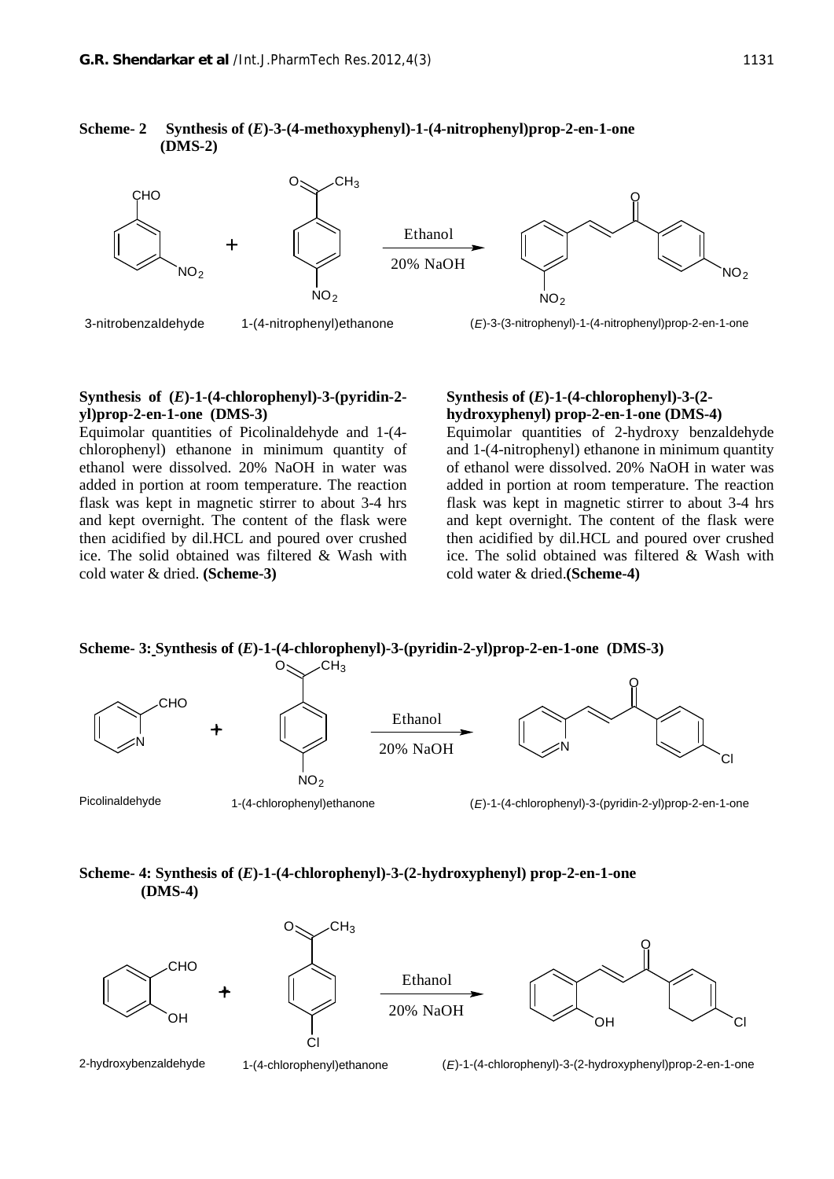**Scheme- 2 Synthesis of (*E*)-3-(4-methoxyphenyl)-1-(4-nitrophenyl)prop-2-en-1-one (DMS-2)**

3-nitrobenzaldehyde + 1-(4-nitrophenyl)ethanone → (Ethanol, 20% NaOH) → (*E*)-3-(3-nitrophenyl)-1-(4-nitrophenyl)prop-2-en-1-one

**Synthesis of (*E*)-1-(4-chlorophenyl)-3-(pyridin-2-yl)prop-2-en-1-one (DMS-3)**

Equimolar quantities of Picolinaldehyde and 1-(4-chlorophenyl) ethanone in minimum quantity of ethanol were dissolved. 20% NaOH in water was added in portion at room temperature. The reaction flask was kept in magnetic stirrer to about 3-4 hrs and kept overnight. The content of the flask were then acidified by dil.HCL and poured over crushed ice. The solid obtained was filtered & Wash with cold water & dried. **(Scheme-3)**

**Synthesis of (*E*)-1-(4-chlorophenyl)-3-(2-hydroxyphenyl) prop-2-en-1-one (DMS-4)**

Equimolar quantities of 2-hydroxy benzaldehyde and 1-(4-nitrophenyl) ethanone in minimum quantity of ethanol were dissolved. 20% NaOH in water was added in portion at room temperature. The reaction flask was kept in magnetic stirrer to about 3-4 hrs and kept overnight. The content of the flask were then acidified by dil.HCL and poured over crushed ice. The solid obtained was filtered & Wash with cold water & dried.**(Scheme-4)**

**Scheme- 3: Synthesis of (*E*)-1-(4-chlorophenyl)-3-(pyridin-2-yl)prop-2-en-1-one (DMS-3)**

Picolinaldehyde + 1-(4-chlorophenyl)ethanone → (Ethanol, 20% NaOH) → (*E*)-1-(4-chlorophenyl)-3-(pyridin-2-yl)prop-2-en-1-one

**Scheme- 4: Synthesis of (*E*)-1-(4-chlorophenyl)-3-(2-hydroxyphenyl) prop-2-en-1-one (DMS-4)**

2-hydroxybenzaldehyde + 1-(4-chlorophenyl)ethanone → (Ethanol, 20% NaOH) → (*E*)-1-(4-chlorophenyl)-3-(2-hydroxyphenyl)prop-2-en-1-one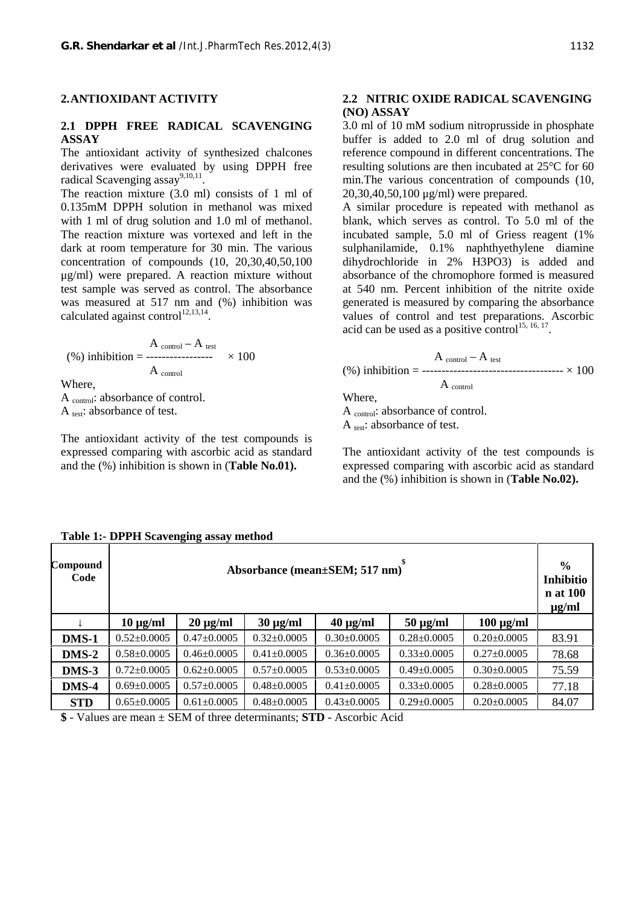## 2. ANTIOXIDANT ACTIVITY

### 2.1 DPPH FREE RADICAL SCAVENGING ASSAY

The antioxidant activity of synthesized chalcones derivatives were evaluated by using DPPH free radical Scavenging assay[9,10,11].

The reaction mixture (3.0 ml) consists of 1 ml of 0.135mM DPPH solution in methanol was mixed with 1 ml of drug solution and 1.0 ml of methanol. The reaction mixture was vortexed and left in the dark at room temperature for 30 min. The various concentration of compounds (10, 20,30,40,50,100 µg/ml) were prepared. A reaction mixture without test sample was served as control. The absorbance was measured at 517 nm and (%) inhibition was calculated against control[12,13,14].

$$(\%)\ \text{inhibition} = \frac{A_{control} - A_{test}}{A_{control}} \times 100$$

Where,

$A_{control}$: absorbance of control.

$A_{test}$: absorbance of test.

The antioxidant activity of the test compounds is expressed comparing with ascorbic acid as standard and the (%) inhibition is shown in (**Table No.01).**

### 2.2 NITRIC OXIDE RADICAL SCAVENGING (NO) ASSAY

3.0 ml of 10 mM sodium nitroprusside in phosphate buffer is added to 2.0 ml of drug solution and reference compound in different concentrations. The resulting solutions are then incubated at 25°C for 60 min.The various concentration of compounds (10, 20,30,40,50,100 µg/ml) were prepared.

A similar procedure is repeated with methanol as blank, which serves as control. To 5.0 ml of the incubated sample, 5.0 ml of Griess reagent (1% sulphanilamide, 0.1% naphthyethylene diamine dihydrochloride in 2% $H_3PO_3$) is added and absorbance of the chromophore formed is measured at 540 nm. Percent inhibition of the nitrite oxide generated is measured by comparing the absorbance values of control and test preparations. Ascorbic acid can be used as a positive control[15, 16, 17].

$$(\%)\ \text{inhibition} = \frac{A_{control} - A_{test}}{A_{control}} \times 100$$

Where,

$A_{control}$: absorbance of control.

$A_{test}$: absorbance of test.

The antioxidant activity of the test compounds is expressed comparing with ascorbic acid as standard and the (%) inhibition is shown in (**Table No.02).**

**Table 1:- DPPH Scavenging assay method**

| Compound Code | Absorbance (mean±SEM; 517 nm)$ | | | | | | % Inhibition at 100 µg/ml |
|---|---|---|---|---|---|---|---|
| ↓ | **10 µg/ml** | **20 µg/ml** | **30 µg/ml** | **40 µg/ml** | **50 µg/ml** | **100 µg/ml** | |
| **DMS-1** | 0.52±0.0005 | 0.47±0.0005 | 0.32±0.0005 | 0.30±0.0005 | 0.28±0.0005 | 0.20±0.0005 | 83.91 |
| **DMS-2** | 0.58±0.0005 | 0.46±0.0005 | 0.41±0.0005 | 0.36±0.0005 | 0.33±0.0005 | 0.27±0.0005 | 78.68 |
| **DMS-3** | 0.72±0.0005 | 0.62±0.0005 | 0.57±0.0005 | 0.53±0.0005 | 0.49±0.0005 | 0.30±0.0005 | 75.59 |
| **DMS-4** | 0.69±0.0005 | 0.57±0.0005 | 0.48±0.0005 | 0.41±0.0005 | 0.33±0.0005 | 0.28±0.0005 | 77.18 |
| **STD** | 0.65±0.0005 | 0.61±0.0005 | 0.48±0.0005 | 0.43±0.0005 | 0.29±0.0005 | 0.20±0.0005 | 84.07 |

**$** - Values are mean ± SEM of three determinants; **STD** - Ascorbic Acid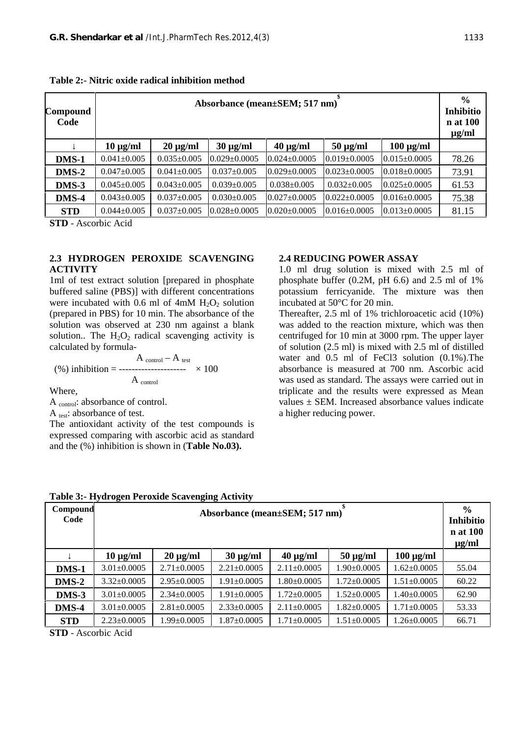**Table 2:- Nitric oxide radical inhibition method**

| Compound Code | Absorbance (mean±SEM; 517 nm)$^{\$}$ | | | | | | % Inhibition at 100 µg/ml |
|---|---|---|---|---|---|---|---|
| ↓ | 10 µg/ml | 20 µg/ml | 30 µg/ml | 40 µg/ml | 50 µg/ml | 100 µg/ml | |
| **DMS-1** | 0.041±0.005 | 0.035±0.005 | 0.029±0.0005 | 0.024±0.0005 | 0.019±0.0005 | 0.015±0.0005 | 78.26 |
| **DMS-2** | 0.047±0.005 | 0.041±0.005 | 0.037±0.005 | 0.029±0.0005 | 0.023±0.0005 | 0.018±0.0005 | 73.91 |
| **DMS-3** | 0.045±0.005 | 0.043±0.005 | 0.039±0.005 | 0.038±0.005 | 0.032±0.005 | 0.025±0.0005 | 61.53 |
| **DMS-4** | 0.043±0.005 | 0.037±0.005 | 0.030±0.005 | 0.027±0.0005 | 0.022±0.0005 | 0.016±0.0005 | 75.38 |
| **STD** | 0.044±0.005 | 0.037±0.005 | 0.028±0.0005 | 0.020±0.0005 | 0.016±0.0005 | 0.013±0.0005 | 81.15 |

**STD** - Ascorbic Acid

### 2.3 HYDROGEN PEROXIDE SCAVENGING ACTIVITY

1ml of test extract solution [prepared in phosphate buffered saline (PBS)] with different concentrations were incubated with 0.6 ml of 4mM $H_2O_2$ solution (prepared in PBS) for 10 min. The absorbance of the solution was observed at 230 nm against a blank solution.. The $H_2O_2$ radical scavenging activity is calculated by formula-

$$(\%)\ \text{inhibition} = \frac{A_{control} - A_{test}}{A_{control}} \times 100$$

Where,

$A_{control}$: absorbance of control.

$A_{test}$: absorbance of test.

The antioxidant activity of the test compounds is expressed comparing with ascorbic acid as standard and the (%) inhibition is shown in (**Table No.03).**

### 2.4 REDUCING POWER ASSAY

1.0 ml drug solution is mixed with 2.5 ml of phosphate buffer (0.2M, pH 6.6) and 2.5 ml of 1% potassium ferricyanide. The mixture was then incubated at 50°C for 20 min.

Thereafter, 2.5 ml of 1% trichloroacetic acid (10%) was added to the reaction mixture, which was then centrifuged for 10 min at 3000 rpm. The upper layer of solution (2.5 ml) is mixed with 2.5 ml of distilled water and 0.5 ml of FeCl3 solution (0.1%).The absorbance is measured at 700 nm. Ascorbic acid was used as standard. The assays were carried out in triplicate and the results were expressed as Mean values ± SEM. Increased absorbance values indicate a higher reducing power.

**Table 3:- Hydrogen Peroxide Scavenging Activity**

| Compound Code | Absorbance (mean±SEM; 517 nm)$^{\$}$ | | | | | | % Inhibition at 100 µg/ml |
|---|---|---|---|---|---|---|---|
| ↓ | 10 µg/ml | 20 µg/ml | 30 µg/ml | 40 µg/ml | 50 µg/ml | 100 µg/ml | |
| **DMS-1** | 3.01±0.0005 | 2.71±0.0005 | 2.21±0.0005 | 2.11±0.0005 | 1.90±0.0005 | 1.62±0.0005 | 55.04 |
| **DMS-2** | 3.32±0.0005 | 2.95±0.0005 | 1.91±0.0005 | 1.80±0.0005 | 1.72±0.0005 | 1.51±0.0005 | 60.22 |
| **DMS-3** | 3.01±0.0005 | 2.34±0.0005 | 1.91±0.0005 | 1.72±0.0005 | 1.52±0.0005 | 1.40±0.0005 | 62.90 |
| **DMS-4** | 3.01±0.0005 | 2.81±0.0005 | 2.33±0.0005 | 2.11±0.0005 | 1.82±0.0005 | 1.71±0.0005 | 53.33 |
| **STD** | 2.23±0.0005 | 1.99±0.0005 | 1.87±0.0005 | 1.71±0.0005 | 1.51±0.0005 | 1.26±0.0005 | 66.71 |

**STD** - Ascorbic Acid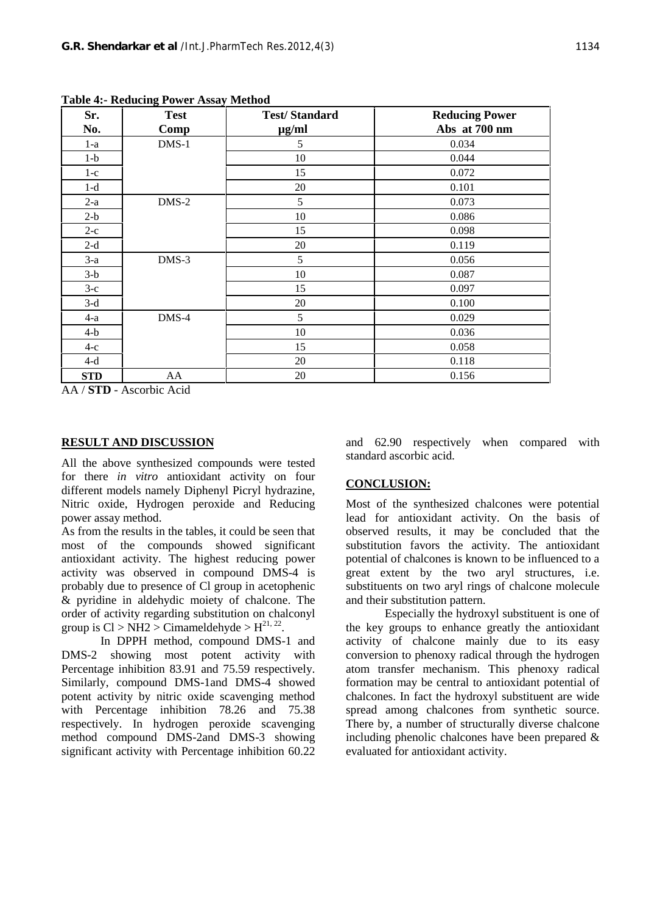**Table 4:- Reducing Power Assay Method**

| Sr. No. | Test Comp | Test/ Standard μg/ml | Reducing Power Abs at 700 nm |
|---|---|---|---|
| 1-a | DMS-1 | 5 | 0.034 |
| 1-b | | 10 | 0.044 |
| 1-c | | 15 | 0.072 |
| 1-d | | 20 | 0.101 |
| 2-a | DMS-2 | 5 | 0.073 |
| 2-b | | 10 | 0.086 |
| 2-c | | 15 | 0.098 |
| 2-d | | 20 | 0.119 |
| 3-a | DMS-3 | 5 | 0.056 |
| 3-b | | 10 | 0.087 |
| 3-c | | 15 | 0.097 |
| 3-d | | 20 | 0.100 |
| 4-a | DMS-4 | 5 | 0.029 |
| 4-b | | 10 | 0.036 |
| 4-c | | 15 | 0.058 |
| 4-d | | 20 | 0.118 |
| **STD** | AA | 20 | 0.156 |

AA / **STD** - Ascorbic Acid

## RESULT AND DISCUSSION

All the above synthesized compounds were tested for there *in vitro* antioxidant activity on four different models namely Diphenyl Picryl hydrazine, Nitric oxide, Hydrogen peroxide and Reducing power assay method.

As from the results in the tables, it could be seen that most of the compounds showed significant antioxidant activity. The highest reducing power activity was observed in compound DMS-4 is probably due to presence of Cl group in acetophenic & pyridine in aldehydic moiety of chalcone. The order of activity regarding substitution on chalconyl group is Cl > NH2 > Cimameldehyde > H[21, 22].

In DPPH method, compound DMS-1 and DMS-2 showing most potent activity with Percentage inhibition 83.91 and 75.59 respectively. Similarly, compound DMS-1and DMS-4 showed potent activity by nitric oxide scavenging method with Percentage inhibition 78.26 and 75.38 respectively. In hydrogen peroxide scavenging method compound DMS-2and DMS-3 showing significant activity with Percentage inhibition 60.22 and 62.90 respectively when compared with standard ascorbic acid.

## CONCLUSION:

Most of the synthesized chalcones were potential lead for antioxidant activity. On the basis of observed results, it may be concluded that the substitution favors the activity. The antioxidant potential of chalcones is known to be influenced to a great extent by the two aryl structures, i.e. substituents on two aryl rings of chalcone molecule and their substitution pattern.

Especially the hydroxyl substituent is one of the key groups to enhance greatly the antioxidant activity of chalcone mainly due to its easy conversion to phenoxy radical through the hydrogen atom transfer mechanism. This phenoxy radical formation may be central to antioxidant potential of chalcones. In fact the hydroxyl substituent are wide spread among chalcones from synthetic source. There by, a number of structurally diverse chalcone including phenolic chalcones have been prepared & evaluated for antioxidant activity.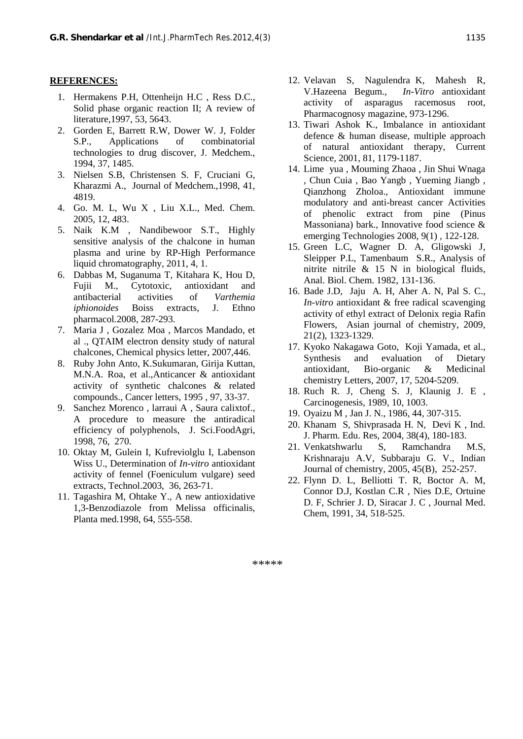**REFERENCES:**

1. Hermakens P.H, Ottenheijn H.C , Ress D.C., Solid phase organic reaction II; A review of literature,1997, 53, 5643.
2. Gorden E, Barrett R.W, Dower W. J, Folder S.P., Applications of combinatorial technologies to drug discover, J. Medchem., 1994, 37, 1485.
3. Nielsen S.B, Christensen S. F, Cruciani G, Kharazmi A., Journal of Medchem.,1998, 41, 4819.
4. Go. M. L, Wu X , Liu X.L., Med. Chem. 2005, 12, 483.
5. Naik K.M , Nandibewoor S.T., Highly sensitive analysis of the chalcone in human plasma and urine by RP-High Performance liquid chromatography, 2011, 4, 1.
6. Dabbas M, Suganuma T, Kitahara K, Hou D, Fujii M., Cytotoxic, antioxidant and antibacterial activities of *Varthemia iphionoides* Boiss extracts, J. Ethno pharmacol.2008, 287-293.
7. Maria J , Gozalez Moa , Marcos Mandado, et al ., QTAIM electron density study of natural chalcones, Chemical physics letter, 2007,446.
8. Ruby John Anto, K.Sukumaran, Girija Kuttan, M.N.A. Roa, et al.,Anticancer & antioxidant activity of synthetic chalcones & related compounds., Cancer letters, 1995 , 97, 33-37.
9. Sanchez Morenco , larraui A , Saura calixtof., A procedure to measure the antiradical efficiency of polyphenols, J. Sci.FoodAgri, 1998, 76, 270.
10. Oktay M, Gulein I, Kufreviolglu I, Labenson Wiss U., Determination of *In-vitro* antioxidant activity of fennel (Foeniculum vulgare) seed extracts, Technol.2003, 36, 263-71.
11. Tagashira M, Ohtake Y., A new antioxidative 1,3-Benzodiazole from Melissa officinalis, Planta med.1998, 64, 555-558.
12. Velavan S, Nagulendra K, Mahesh R, V.Hazeena Begum., *In-Vitro* antioxidant activity of asparagus racemosus root, Pharmacognosy magazine, 973-1296.
13. Tiwari Ashok K., Imbalance in antioxidant defence & human disease, multiple approach of natural antioxidant therapy, Current Science, 2001, 81, 1179-1187.
14. Lime yua , Mouming Zhaoa , Jin Shui Wnaga , Chun Cuia , Bao Yangb , Yueming Jiangb , Qianzhong Zholoa., Antioxidant immune modulatory and anti-breast cancer Activities of phenolic extract from pine (Pinus Massoniana) bark., Innovative food science & emerging Technologies 2008, 9(1) , 122-128.
15. Green L.C, Wagner D. A, Gligowski J, Sleipper P.L, Tamenbaum S.R., Analysis of nitrite nitrile & 15 N in biological fluids, Anal. Biol. Chem. 1982, 131-136.
16. Bade J.D, Jaju A. H, Aher A. N, Pal S. C., *In-vitro* antioxidant & free radical scavenging activity of ethyl extract of Delonix regia Rafin Flowers, Asian journal of chemistry, 2009, 21(2), 1323-1329.
17. Kyoko Nakagawa Goto, Koji Yamada, et al., Synthesis and evaluation of Dietary antioxidant, Bio-organic & Medicinal chemistry Letters, 2007, 17, 5204-5209.
18. Ruch R. J, Cheng S. J, Klaunig J. E , Carcinogenesis, 1989, 10, 1003.
19. Oyaizu M , Jan J. N., 1986, 44, 307-315.
20. Khanam S, Shivprasada H. N, Devi K , Ind. J. Pharm. Edu. Res, 2004, 38(4), 180-183.
21. Venkatshwarlu S, Ramchandra M.S, Krishnaraju A.V, Subbaraju G. V., Indian Journal of chemistry, 2005, 45(B), 252-257.
22. Flynn D. L, Belliotti T. R, Boctor A. M, Connor D.J, Kostlan C.R , Nies D.E, Ortuine D. F, Schrier J. D, Siracar J. C , Journal Med. Chem, 1991, 34, 518-525.

*****